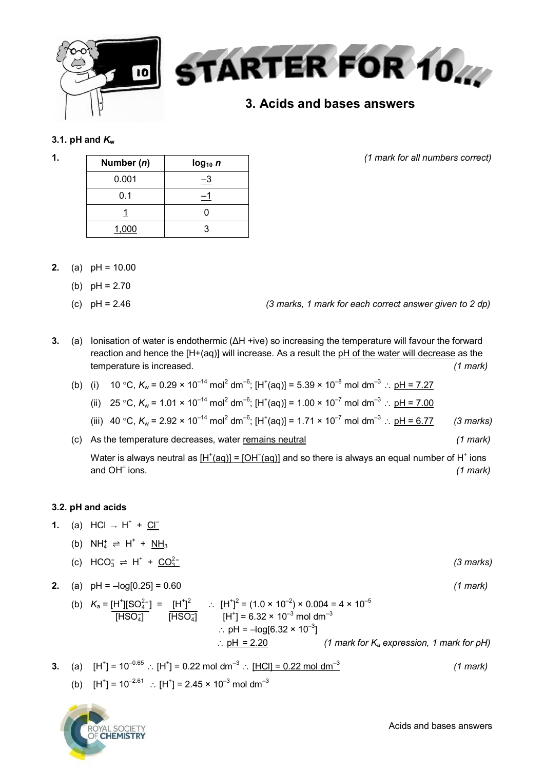# STARTER FOR 10...

## 3. Acids and bases answers

### 3.1. pH and $K_w$

**1.**

| Number ($n$) | $\log_{10} n$ |
|---|---|
| 0.001 | <u>–3</u> |
| 0.1 | <u>–1</u> |
| <u>1</u> | 0 |
| <u>1,000</u> | 3 |

*(1 mark for all numbers correct)*

**2.** (a) pH = 10.00

(b) pH = 2.70

(c) pH = 2.46 *(3 marks, 1 mark for each correct answer given to 2 dp)*

**3.** (a) Ionisation of water is endothermic (ΔH +ive) so increasing the temperature will favour the forward reaction and hence the [H+(aq)] will increase. As a result the <u>pH of the water will decrease</u> as the temperature is increased. *(1 mark)*

(b) (i) 10 °C, $K_w = 0.29 \times 10^{-14}$ mol$^2$ dm$^{-6}$; $[H^+(aq)] = 5.39 \times 10^{-8}$ mol dm$^{-3}$ ∴ <u>pH = 7.27</u>

(ii) 25 °C, $K_w = 1.01 \times 10^{-14}$ mol$^2$ dm$^{-6}$; $[H^+(aq)] = 1.00 \times 10^{-7}$ mol dm$^{-3}$ ∴ <u>pH = 7.00</u>

(iii) 40 °C, $K_w = 2.92 \times 10^{-14}$ mol$^2$ dm$^{-6}$; $[H^+(aq)] = 1.71 \times 10^{-7}$ mol dm$^{-3}$ ∴ <u>pH = 6.77</u> *(3 marks)*

(c) As the temperature decreases, water <u>remains neutral</u> *(1 mark)*

Water is always neutral as <u>$[H^+(aq)] = [OH^-(aq)]$</u> and so there is always an equal number of $H^+$ ions and $OH^-$ ions. *(1 mark)*

### 3.2. pH and acids

**1.** (a) $HCl \rightarrow H^+ + \underline{Cl^-}$

(b) $NH_4^+ \rightleftharpoons H^+ + \underline{NH_3}$

(c) $HCO_3^- \rightleftharpoons H^+ + \underline{CO_3^{2-}}$ *(3 marks)*

**2.** (a) pH = –log[0.25] = 0.60 *(1 mark)*

(b) $K_a = \dfrac{[H^+][SO_4^{2-}]}{[HSO_4^-]} = \dfrac{[H^+]^2}{[HSO_4^-]}$ ∴ $[H^+]^2 = (1.0 \times 10^{-2}) \times 0.004 = 4 \times 10^{-5}$

$[H^+] = 6.32 \times 10^{-3}$ mol dm$^{-3}$

∴ pH = $-\log[6.32 \times 10^{-3}]$

∴ <u>pH = 2.20</u> *(1 mark for $K_a$ expression, 1 mark for pH)*

**3.** (a) $[H^+] = 10^{-0.65}$ ∴ $[H^+] = 0.22$ mol dm$^{-3}$ ∴ <u>[HCl] = 0.22 mol dm$^{-3}$</u> *(1 mark)*

(b) $[H^+] = 10^{-2.61}$ ∴ $[H^+] = 2.45 \times 10^{-3}$ mol dm$^{-3}$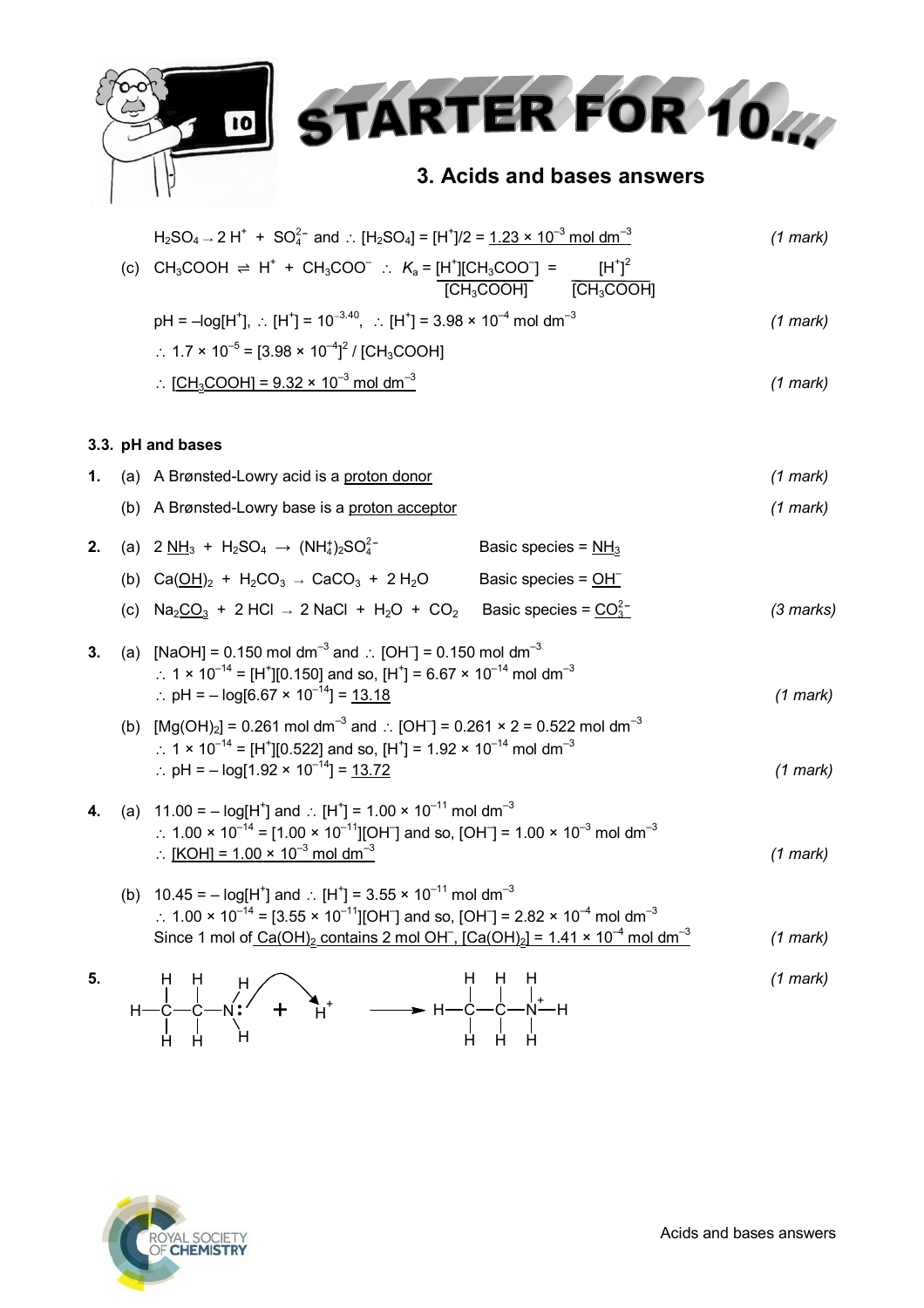# STARTER FOR 10...

## 3. Acids and bases answers

$H_2SO_4 \rightarrow 2\,H^+ + SO_4^{2-}$ and $\therefore$ $[H_2SO_4] = [H^+]/2 =$ <u>$1.23 \times 10^{-3}$ mol dm$^{-3}$</u> *(1 mark)*

(c) $CH_3COOH \rightleftharpoons H^+ + CH_3COO^-$ $\therefore$ $K_a = \dfrac{[H^+][CH_3COO^-]}{[CH_3COOH]} = \dfrac{[H^+]^2}{[CH_3COOH]}$

$pH = -\log[H^+]$, $\therefore$ $[H^+] = 10^{-3.40}$, $\therefore$ $[H^+] = 3.98 \times 10^{-4}$ mol dm$^{-3}$ *(1 mark)*

$\therefore$ $1.7 \times 10^{-5} = [3.98 \times 10^{-4}]^2 / [CH_3COOH]$

$\therefore$ <u>$[CH_3COOH] = 9.32 \times 10^{-3}$ mol dm$^{-3}$</u> *(1 mark)*

### 3.3. pH and bases

**1.** (a) A Brønsted-Lowry acid is a <u>proton donor</u> *(1 mark)*

(b) A Brønsted-Lowry base is a <u>proton acceptor</u> *(1 mark)*

**2.** (a) $2\,\underline{NH_3} + H_2SO_4 \rightarrow (NH_4^+)_2SO_4^{2-}$ Basic species = $\underline{NH_3}$

(b) $Ca(\underline{OH})_2 + H_2CO_3 \rightarrow CaCO_3 + 2\,H_2O$ Basic species = $\underline{OH^-}$

(c) $Na_2\underline{CO_3} + 2\,HCl \rightarrow 2\,NaCl + H_2O + CO_2$ Basic species = $\underline{CO_3^{2-}}$ *(3 marks)*

**3.** (a) $[NaOH] = 0.150$ mol dm$^{-3}$ and $\therefore$ $[OH^-] = 0.150$ mol dm$^{-3}$
$\therefore$ $1 \times 10^{-14} = [H^+][0.150]$ and so, $[H^+] = 6.67 \times 10^{-14}$ mol dm$^{-3}$
$\therefore$ $pH = -\log[6.67 \times 10^{-14}] =$ <u>13.18</u> *(1 mark)*

(b) $[Mg(OH)_2] = 0.261$ mol dm$^{-3}$ and $\therefore$ $[OH^-] = 0.261 \times 2 = 0.522$ mol dm$^{-3}$
$\therefore$ $1 \times 10^{-14} = [H^+][0.522]$ and so, $[H^+] = 1.92 \times 10^{-14}$ mol dm$^{-3}$
$\therefore$ $pH = -\log[1.92 \times 10^{-14}] =$ <u>13.72</u> *(1 mark)*

**4.** (a) $11.00 = -\log[H^+]$ and $\therefore$ $[H^+] = 1.00 \times 10^{-11}$ mol dm$^{-3}$
$\therefore$ $1.00 \times 10^{-14} = [1.00 \times 10^{-11}][OH^-]$ and so, $[OH^-] = 1.00 \times 10^{-3}$ mol dm$^{-3}$
$\therefore$ <u>$[KOH] = 1.00 \times 10^{-3}$ mol dm$^{-3}$</u> *(1 mark)*

(b) $10.45 = -\log[H^+]$ and $\therefore$ $[H^+] = 3.55 \times 10^{-11}$ mol dm$^{-3}$
$\therefore$ $1.00 \times 10^{-14} = [3.55 \times 10^{-11}][OH^-]$ and so, $[OH^-] = 2.82 \times 10^{-4}$ mol dm$^{-3}$
Since 1 mol of <u>$Ca(OH)_2$ contains 2 mol $OH^-$, $[Ca(OH)_2] = 1.41 \times 10^{-4}$ mol dm$^{-3}$</u> *(1 mark)*

**5.** $CH_3CH_2NH_2 + H^+ \rightarrow CH_3CH_2NH_3^+$ (curly arrow from the lone pair on N to $H^+$) *(1 mark)*